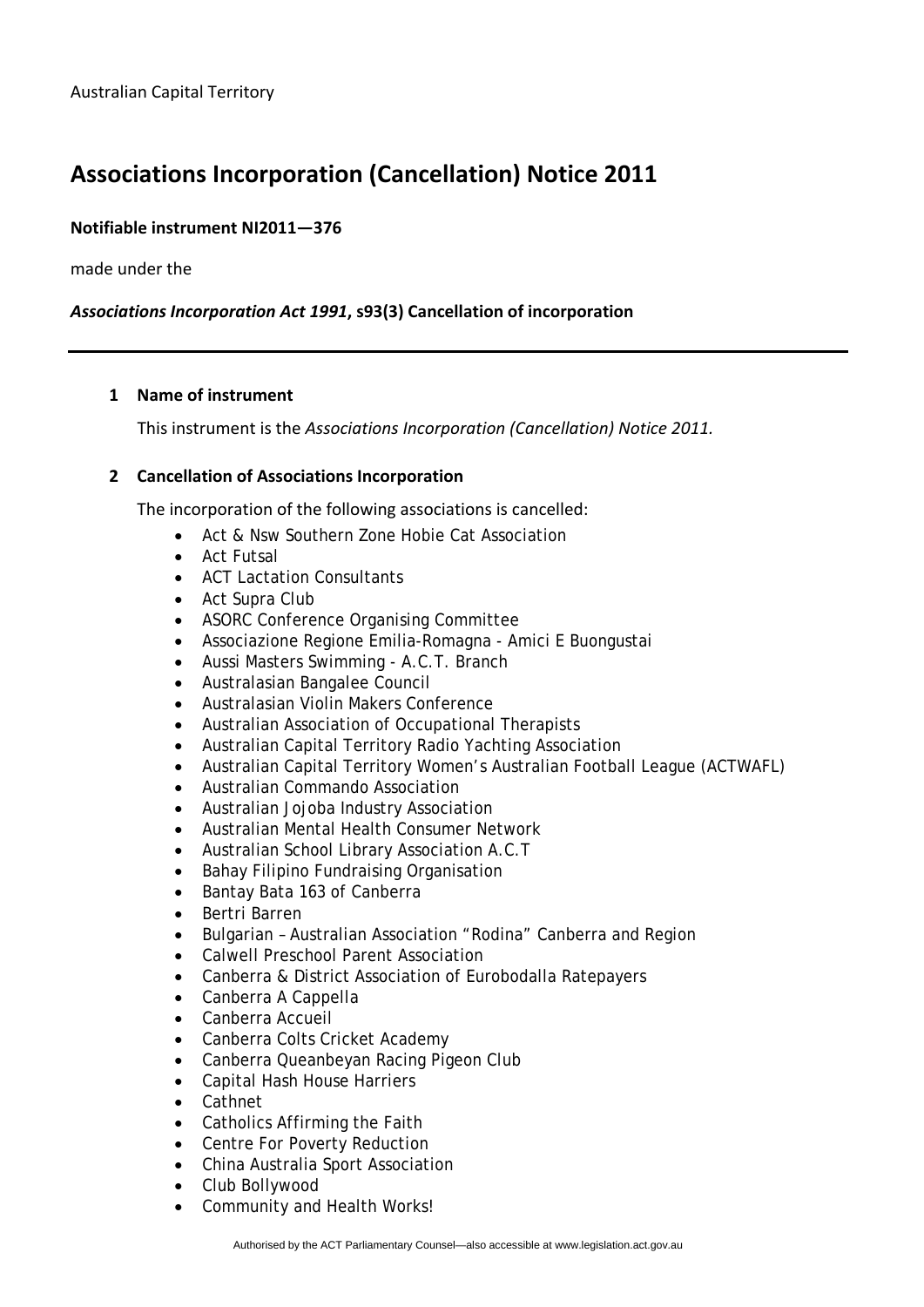Australian Capital Territory

# Associations Incorporation (Cancellation) Notice 2011

**Notifiable instrument NI2011—376**

made under the

***Associations Incorporation Act 1991*, s93(3) Cancellation of incorporation**

---

## 1 Name of instrument

This instrument is the *Associations Incorporation (Cancellation) Notice 2011.*

## 2 Cancellation of Associations Incorporation

The incorporation of the following associations is cancelled:

- Act & Nsw Southern Zone Hobie Cat Association
- Act Futsal
- ACT Lactation Consultants
- Act Supra Club
- ASORC Conference Organising Committee
- Associazione Regione Emilia-Romagna - Amici E Buongustai
- Aussi Masters Swimming - A.C.T. Branch
- Australasian Bangalee Council
- Australasian Violin Makers Conference
- Australian Association of Occupational Therapists
- Australian Capital Territory Radio Yachting Association
- Australian Capital Territory Women's Australian Football League (ACTWAFL)
- Australian Commando Association
- Australian Jojoba Industry Association
- Australian Mental Health Consumer Network
- Australian School Library Association A.C.T
- Bahay Filipino Fundraising Organisation
- Bantay Bata 163 of Canberra
- Bertri Barren
- Bulgarian – Australian Association "Rodina" Canberra and Region
- Calwell Preschool Parent Association
- Canberra & District Association of Eurobodalla Ratepayers
- Canberra A Cappella
- Canberra Accueil
- Canberra Colts Cricket Academy
- Canberra Queanbeyan Racing Pigeon Club
- Capital Hash House Harriers
- Cathnet
- Catholics Affirming the Faith
- Centre For Poverty Reduction
- China Australia Sport Association
- Club Bollywood
- Community and Health Works!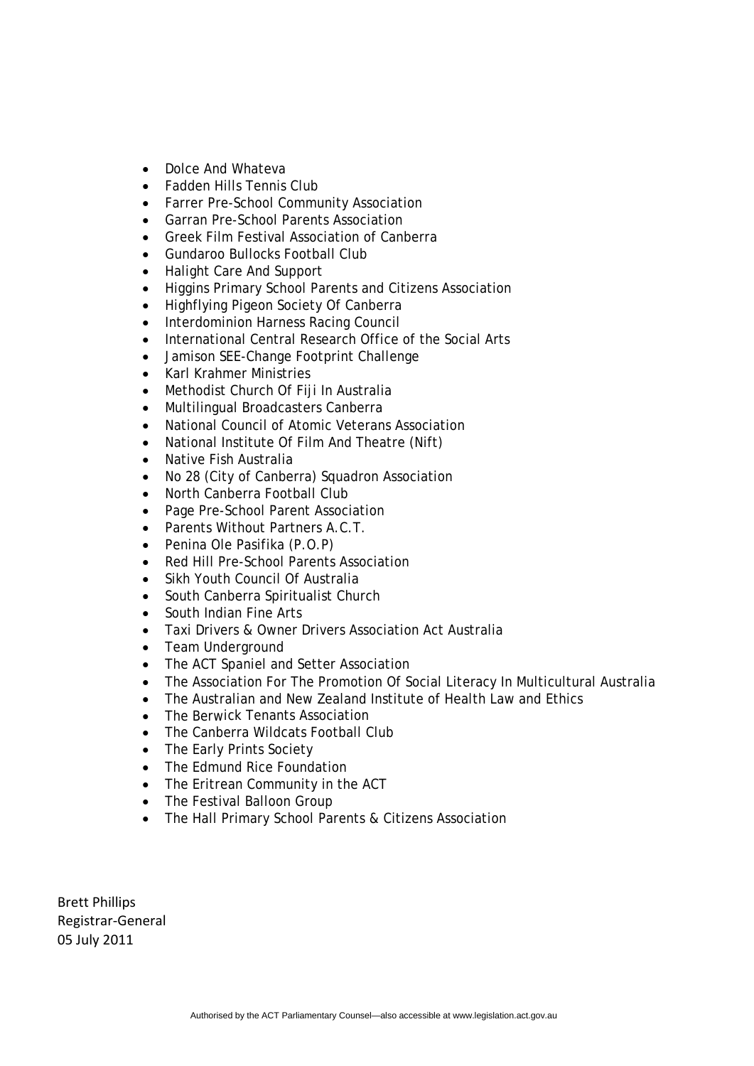- Dolce And Whateva
- Fadden Hills Tennis Club
- Farrer Pre-School Community Association
- Garran Pre-School Parents Association
- Greek Film Festival Association of Canberra
- Gundaroo Bullocks Football Club
- Halight Care And Support
- Higgins Primary School Parents and Citizens Association
- Highflying Pigeon Society Of Canberra
- Interdominion Harness Racing Council
- International Central Research Office of the Social Arts
- Jamison SEE-Change Footprint Challenge
- Karl Krahmer Ministries
- Methodist Church Of Fiji In Australia
- Multilingual Broadcasters Canberra
- National Council of Atomic Veterans Association
- National Institute Of Film And Theatre (Nift)
- Native Fish Australia
- No 28 (City of Canberra) Squadron Association
- North Canberra Football Club
- Page Pre-School Parent Association
- Parents Without Partners A.C.T.
- Penina Ole Pasifika (P.O.P)
- Red Hill Pre-School Parents Association
- Sikh Youth Council Of Australia
- South Canberra Spiritualist Church
- South Indian Fine Arts
- Taxi Drivers & Owner Drivers Association Act Australia
- Team Underground
- The ACT Spaniel and Setter Association
- The Association For The Promotion Of Social Literacy In Multicultural Australia
- The Australian and New Zealand Institute of Health Law and Ethics
- The Berwick Tenants Association
- The Canberra Wildcats Football Club
- The Early Prints Society
- The Edmund Rice Foundation
- The Eritrean Community in the ACT
- The Festival Balloon Group
- The Hall Primary School Parents & Citizens Association

Brett Phillips
Registrar-General
05 July 2011